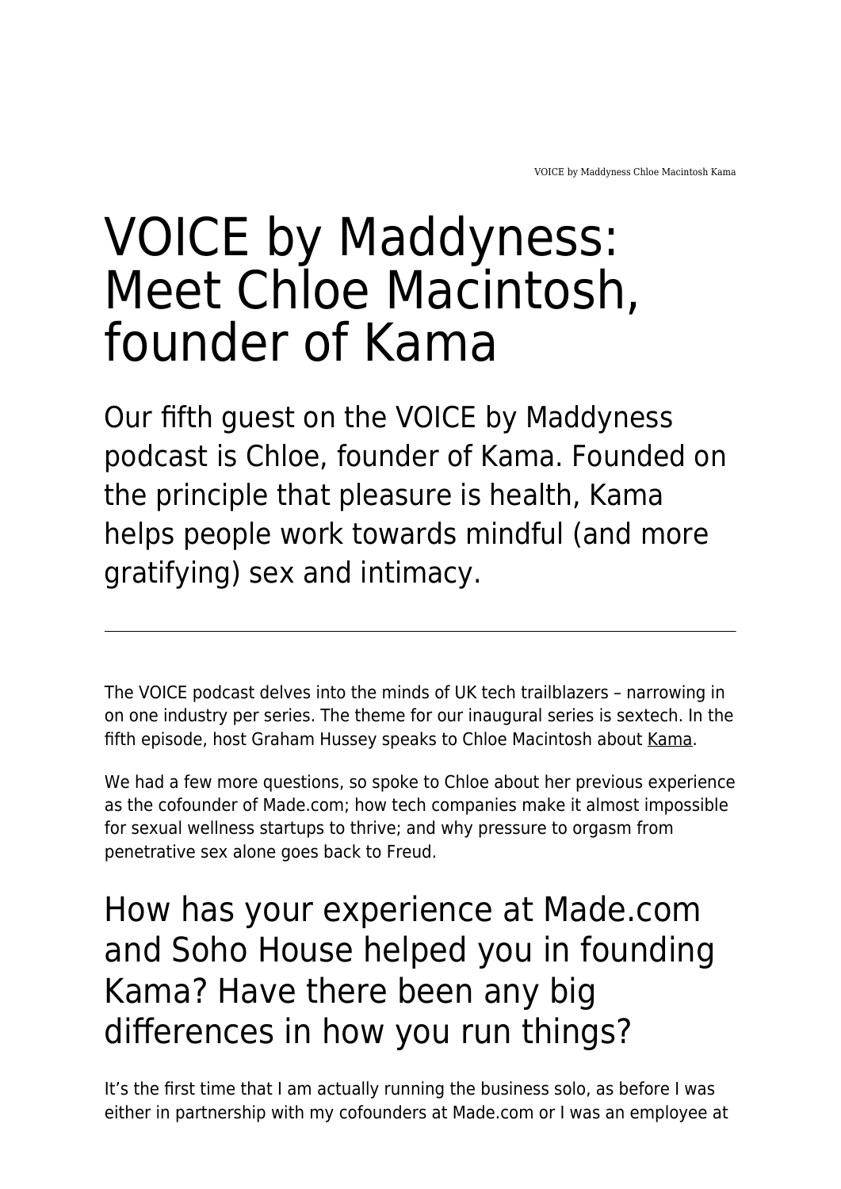# VOICE by Maddyness: Meet Chloe Macintosh, founder of Kama

Our fifth guest on the VOICE by Maddyness podcast is Chloe, founder of Kama. Founded on the principle that pleasure is health, Kama helps people work towards mindful (and more gratifying) sex and intimacy.

---

The VOICE podcast delves into the minds of UK tech trailblazers – narrowing in on one industry per series. The theme for our inaugural series is sextech. In the fifth episode, host Graham Hussey speaks to Chloe Macintosh about Kama.

We had a few more questions, so spoke to Chloe about her previous experience as the cofounder of Made.com; how tech companies make it almost impossible for sexual wellness startups to thrive; and why pressure to orgasm from penetrative sex alone goes back to Freud.

## How has your experience at Made.com and Soho House helped you in founding Kama? Have there been any big differences in how you run things?

It's the first time that I am actually running the business solo, as before I was either in partnership with my cofounders at Made.com or I was an employee at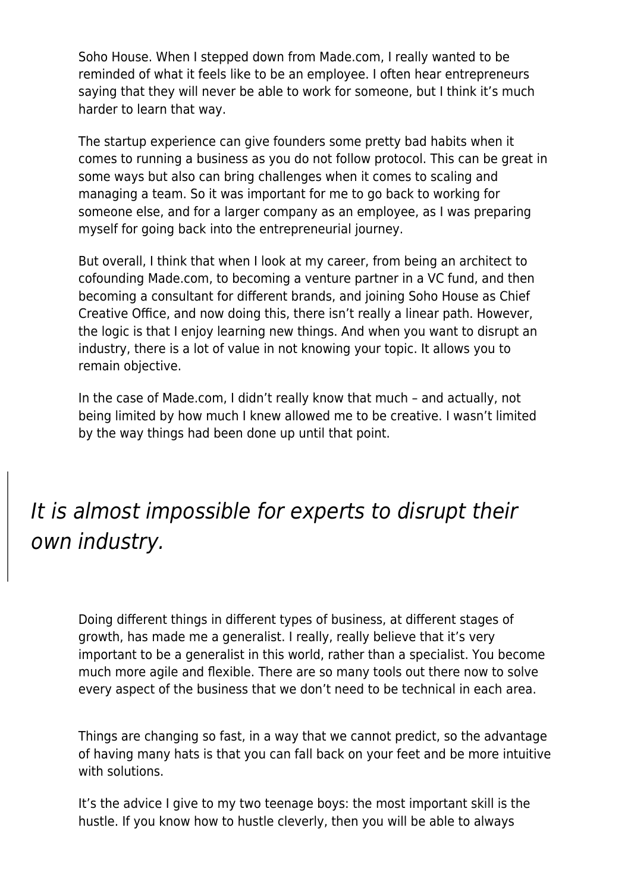Soho House. When I stepped down from Made.com, I really wanted to be reminded of what it feels like to be an employee. I often hear entrepreneurs saying that they will never be able to work for someone, but I think it's much harder to learn that way.

The startup experience can give founders some pretty bad habits when it comes to running a business as you do not follow protocol. This can be great in some ways but also can bring challenges when it comes to scaling and managing a team. So it was important for me to go back to working for someone else, and for a larger company as an employee, as I was preparing myself for going back into the entrepreneurial journey.

But overall, I think that when I look at my career, from being an architect to cofounding Made.com, to becoming a venture partner in a VC fund, and then becoming a consultant for different brands, and joining Soho House as Chief Creative Office, and now doing this, there isn't really a linear path. However, the logic is that I enjoy learning new things. And when you want to disrupt an industry, there is a lot of value in not knowing your topic. It allows you to remain objective.

In the case of Made.com, I didn't really know that much – and actually, not being limited by how much I knew allowed me to be creative. I wasn't limited by the way things had been done up until that point.

> *It is almost impossible for experts to disrupt their own industry.*

Doing different things in different types of business, at different stages of growth, has made me a generalist. I really, really believe that it's very important to be a generalist in this world, rather than a specialist. You become much more agile and flexible. There are so many tools out there now to solve every aspect of the business that we don't need to be technical in each area.

Things are changing so fast, in a way that we cannot predict, so the advantage of having many hats is that you can fall back on your feet and be more intuitive with solutions.

It's the advice I give to my two teenage boys: the most important skill is the hustle. If you know how to hustle cleverly, then you will be able to always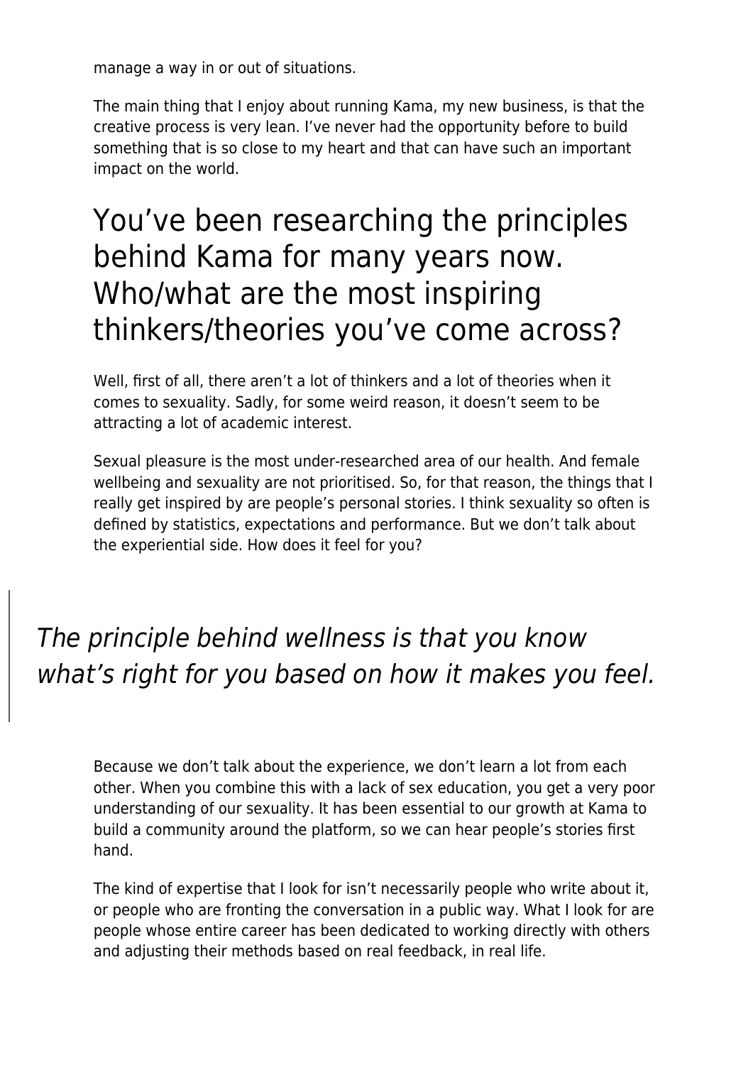manage a way in or out of situations.

The main thing that I enjoy about running Kama, my new business, is that the creative process is very lean. I've never had the opportunity before to build something that is so close to my heart and that can have such an important impact on the world.

## You've been researching the principles behind Kama for many years now. Who/what are the most inspiring thinkers/theories you've come across?

Well, first of all, there aren't a lot of thinkers and a lot of theories when it comes to sexuality. Sadly, for some weird reason, it doesn't seem to be attracting a lot of academic interest.

Sexual pleasure is the most under-researched area of our health. And female wellbeing and sexuality are not prioritised. So, for that reason, the things that I really get inspired by are people's personal stories. I think sexuality so often is defined by statistics, expectations and performance. But we don't talk about the experiential side. How does it feel for you?

> *The principle behind wellness is that you know what's right for you based on how it makes you feel.*

Because we don't talk about the experience, we don't learn a lot from each other. When you combine this with a lack of sex education, you get a very poor understanding of our sexuality. It has been essential to our growth at Kama to build a community around the platform, so we can hear people's stories first hand.

The kind of expertise that I look for isn't necessarily people who write about it, or people who are fronting the conversation in a public way. What I look for are people whose entire career has been dedicated to working directly with others and adjusting their methods based on real feedback, in real life.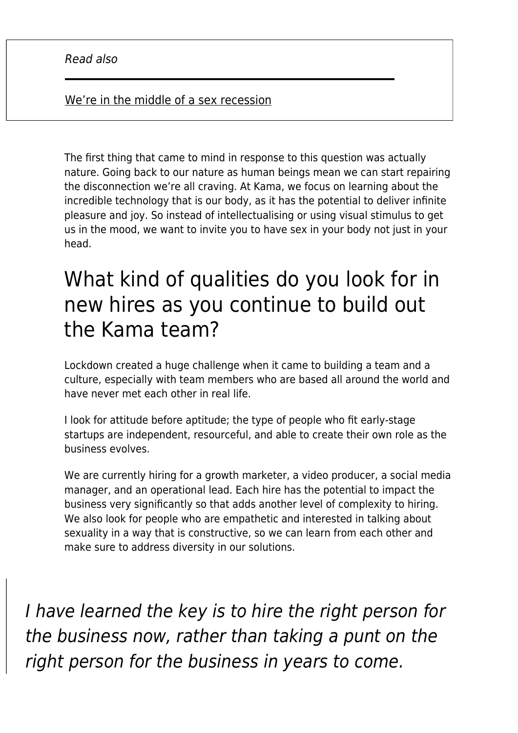*Read also*

[We're in the middle of a sex recession]

The first thing that came to mind in response to this question was actually nature. Going back to our nature as human beings mean we can start repairing the disconnection we're all craving. At Kama, we focus on learning about the incredible technology that is our body, as it has the potential to deliver infinite pleasure and joy. So instead of intellectualising or using visual stimulus to get us in the mood, we want to invite you to have sex in your body not just in your head.

## What kind of qualities do you look for in new hires as you continue to build out the Kama team?

Lockdown created a huge challenge when it came to building a team and a culture, especially with team members who are based all around the world and have never met each other in real life.

I look for attitude before aptitude; the type of people who fit early-stage startups are independent, resourceful, and able to create their own role as the business evolves.

We are currently hiring for a growth marketer, a video producer, a social media manager, and an operational lead. Each hire has the potential to impact the business very significantly so that adds another level of complexity to hiring. We also look for people who are empathetic and interested in talking about sexuality in a way that is constructive, so we can learn from each other and make sure to address diversity in our solutions.

> *I have learned the key is to hire the right person for the business now, rather than taking a punt on the right person for the business in years to come.*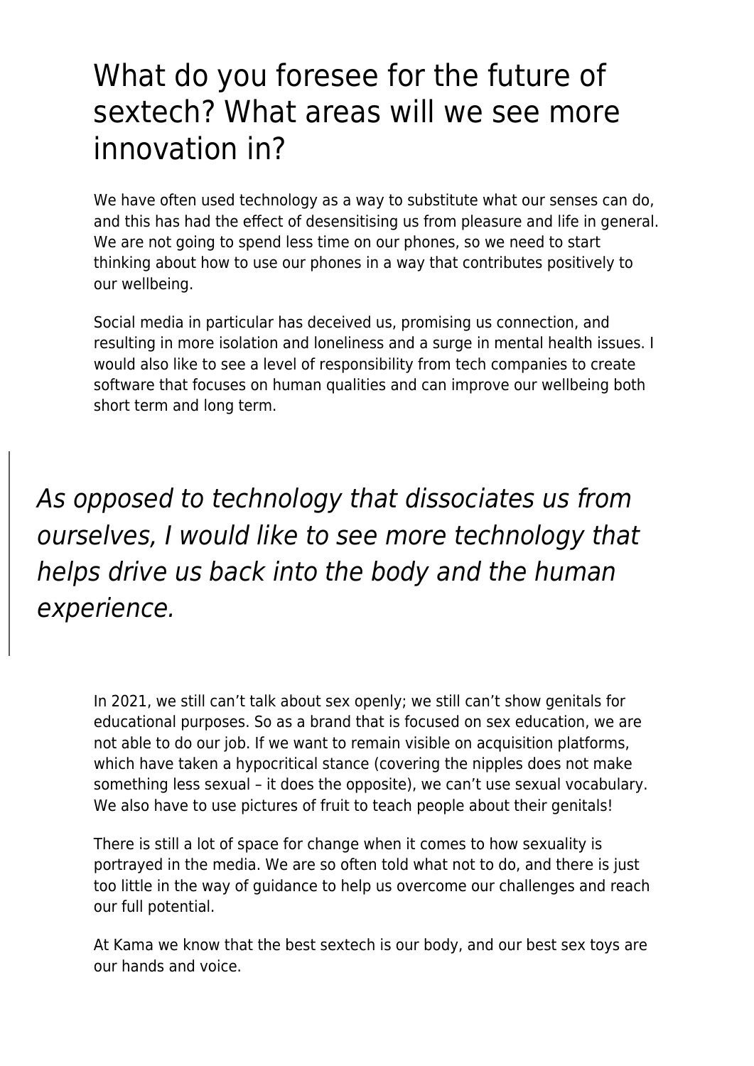## What do you foresee for the future of sextech? What areas will we see more innovation in?

We have often used technology as a way to substitute what our senses can do, and this has had the effect of desensitising us from pleasure and life in general. We are not going to spend less time on our phones, so we need to start thinking about how to use our phones in a way that contributes positively to our wellbeing.

Social media in particular has deceived us, promising us connection, and resulting in more isolation and loneliness and a surge in mental health issues. I would also like to see a level of responsibility from tech companies to create software that focuses on human qualities and can improve our wellbeing both short term and long term.

> *As opposed to technology that dissociates us from ourselves, I would like to see more technology that helps drive us back into the body and the human experience.*

In 2021, we still can't talk about sex openly; we still can't show genitals for educational purposes. So as a brand that is focused on sex education, we are not able to do our job. If we want to remain visible on acquisition platforms, which have taken a hypocritical stance (covering the nipples does not make something less sexual – it does the opposite), we can't use sexual vocabulary. We also have to use pictures of fruit to teach people about their genitals!

There is still a lot of space for change when it comes to how sexuality is portrayed in the media. We are so often told what not to do, and there is just too little in the way of guidance to help us overcome our challenges and reach our full potential.

At Kama we know that the best sextech is our body, and our best sex toys are our hands and voice.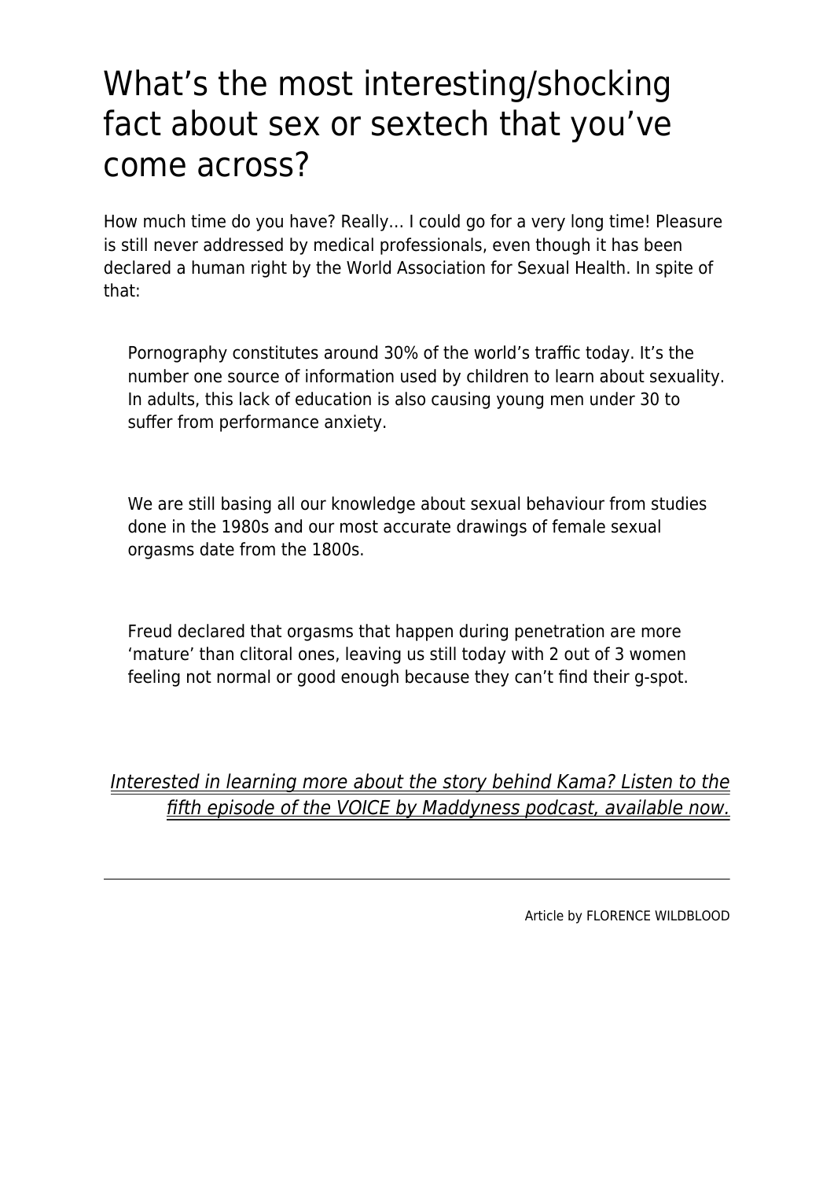## What's the most interesting/shocking fact about sex or sextech that you've come across?

How much time do you have? Really… I could go for a very long time! Pleasure is still never addressed by medical professionals, even though it has been declared a human right by the World Association for Sexual Health. In spite of that:

> Pornography constitutes around 30% of the world's traffic today. It's the number one source of information used by children to learn about sexuality. In adults, this lack of education is also causing young men under 30 to suffer from performance anxiety.

> We are still basing all our knowledge about sexual behaviour from studies done in the 1980s and our most accurate drawings of female sexual orgasms date from the 1800s.

> Freud declared that orgasms that happen during penetration are more 'mature' than clitoral ones, leaving us still today with 2 out of 3 women feeling not normal or good enough because they can't find their g-spot.

*Interested in learning more about the story behind Kama? Listen to the fifth episode of the VOICE by Maddyness podcast, available now.*

---

Article by FLORENCE WILDBLOOD